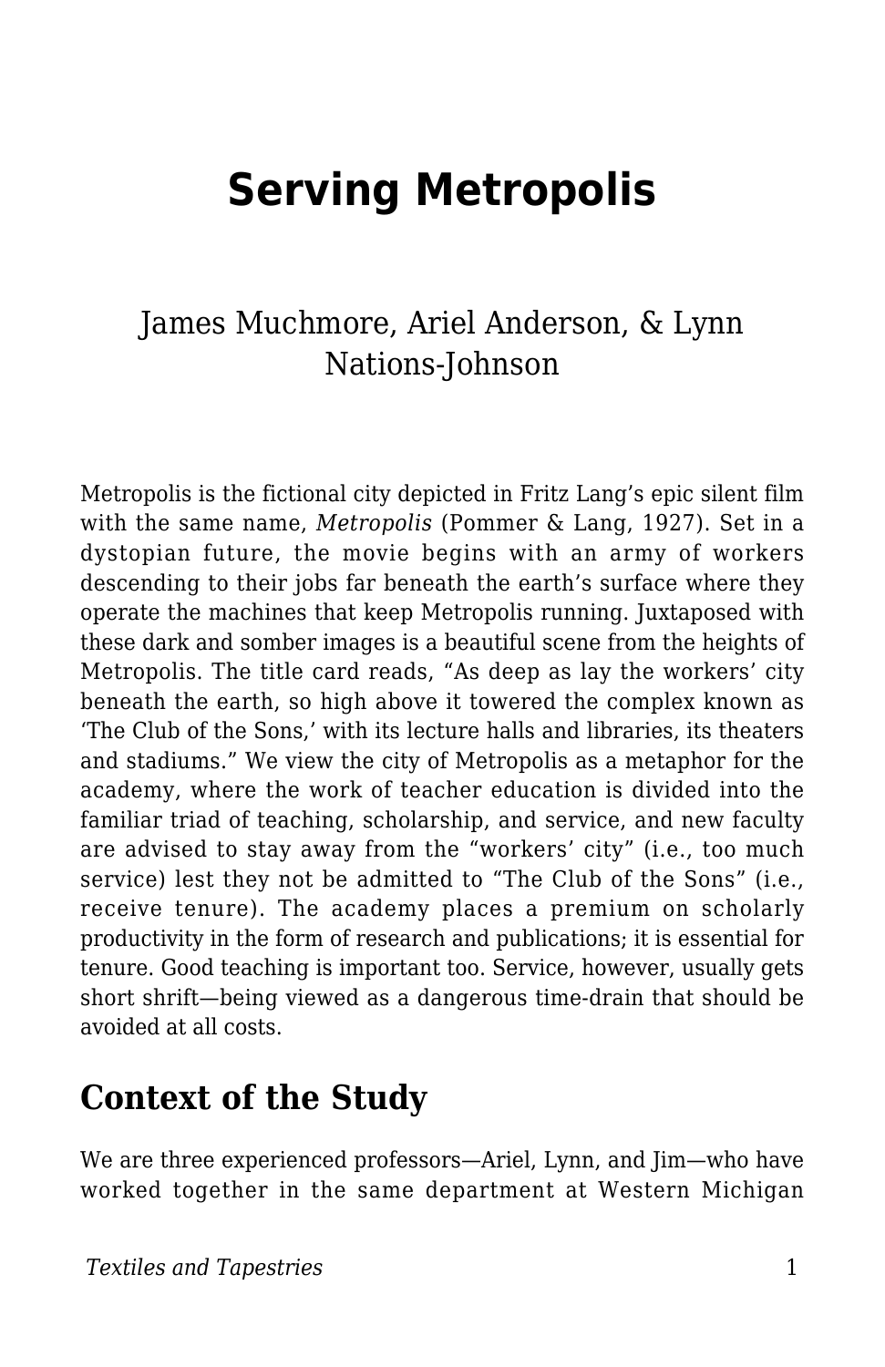# Serving Metropolis

James Muchmore, Ariel Anderson, & Lynn Nations-Johnson

Metropolis is the fictional city depicted in Fritz Lang's epic silent film with the same name, *Metropolis* (Pommer & Lang, 1927). Set in a dystopian future, the movie begins with an army of workers descending to their jobs far beneath the earth's surface where they operate the machines that keep Metropolis running. Juxtaposed with these dark and somber images is a beautiful scene from the heights of Metropolis. The title card reads, "As deep as lay the workers' city beneath the earth, so high above it towered the complex known as 'The Club of the Sons,' with its lecture halls and libraries, its theaters and stadiums." We view the city of Metropolis as a metaphor for the academy, where the work of teacher education is divided into the familiar triad of teaching, scholarship, and service, and new faculty are advised to stay away from the "workers' city" (i.e., too much service) lest they not be admitted to "The Club of the Sons" (i.e., receive tenure). The academy places a premium on scholarly productivity in the form of research and publications; it is essential for tenure. Good teaching is important too. Service, however, usually gets short shrift—being viewed as a dangerous time-drain that should be avoided at all costs.

## Context of the Study

We are three experienced professors—Ariel, Lynn, and Jim—who have worked together in the same department at Western Michigan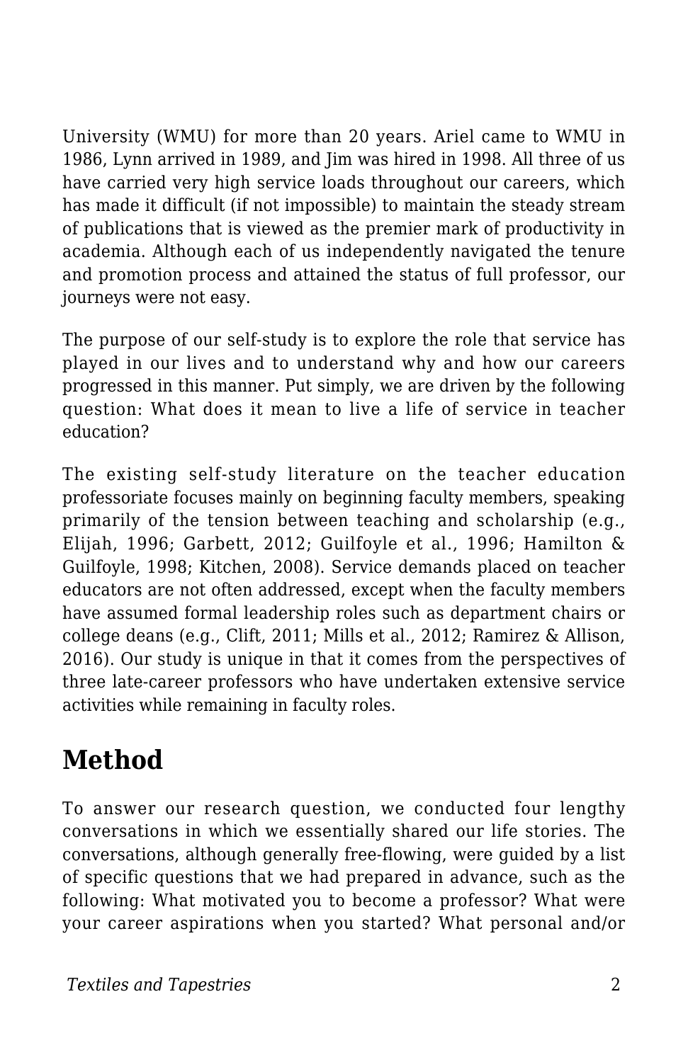University (WMU) for more than 20 years. Ariel came to WMU in 1986, Lynn arrived in 1989, and Jim was hired in 1998. All three of us have carried very high service loads throughout our careers, which has made it difficult (if not impossible) to maintain the steady stream of publications that is viewed as the premier mark of productivity in academia. Although each of us independently navigated the tenure and promotion process and attained the status of full professor, our journeys were not easy.

The purpose of our self-study is to explore the role that service has played in our lives and to understand why and how our careers progressed in this manner. Put simply, we are driven by the following question: What does it mean to live a life of service in teacher education?

The existing self-study literature on the teacher education professoriate focuses mainly on beginning faculty members, speaking primarily of the tension between teaching and scholarship (e.g., Elijah, 1996; Garbett, 2012; Guilfoyle et al., 1996; Hamilton & Guilfoyle, 1998; Kitchen, 2008). Service demands placed on teacher educators are not often addressed, except when the faculty members have assumed formal leadership roles such as department chairs or college deans (e.g., Clift, 2011; Mills et al., 2012; Ramirez & Allison, 2016). Our study is unique in that it comes from the perspectives of three late-career professors who have undertaken extensive service activities while remaining in faculty roles.

## Method

To answer our research question, we conducted four lengthy conversations in which we essentially shared our life stories. The conversations, although generally free-flowing, were guided by a list of specific questions that we had prepared in advance, such as the following: What motivated you to become a professor? What were your career aspirations when you started? What personal and/or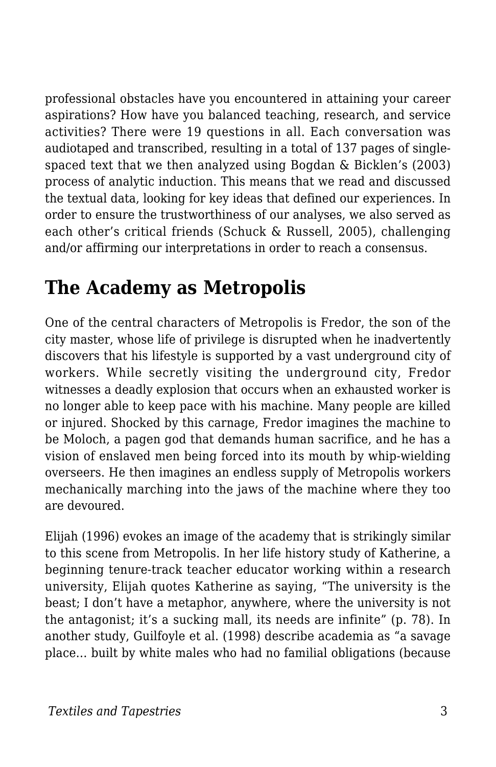professional obstacles have you encountered in attaining your career aspirations? How have you balanced teaching, research, and service activities? There were 19 questions in all. Each conversation was audiotaped and transcribed, resulting in a total of 137 pages of single-spaced text that we then analyzed using Bogdan & Bicklen's (2003) process of analytic induction. This means that we read and discussed the textual data, looking for key ideas that defined our experiences. In order to ensure the trustworthiness of our analyses, we also served as each other's critical friends (Schuck & Russell, 2005), challenging and/or affirming our interpretations in order to reach a consensus.

## The Academy as Metropolis

One of the central characters of Metropolis is Fredor, the son of the city master, whose life of privilege is disrupted when he inadvertently discovers that his lifestyle is supported by a vast underground city of workers. While secretly visiting the underground city, Fredor witnesses a deadly explosion that occurs when an exhausted worker is no longer able to keep pace with his machine. Many people are killed or injured. Shocked by this carnage, Fredor imagines the machine to be Moloch, a pagen god that demands human sacrifice, and he has a vision of enslaved men being forced into its mouth by whip-wielding overseers. He then imagines an endless supply of Metropolis workers mechanically marching into the jaws of the machine where they too are devoured.

Elijah (1996) evokes an image of the academy that is strikingly similar to this scene from Metropolis. In her life history study of Katherine, a beginning tenure-track teacher educator working within a research university, Elijah quotes Katherine as saying, "The university is the beast; I don't have a metaphor, anywhere, where the university is not the antagonist; it's a sucking mall, its needs are infinite" (p. 78). In another study, Guilfoyle et al. (1998) describe academia as "a savage place… built by white males who had no familial obligations (because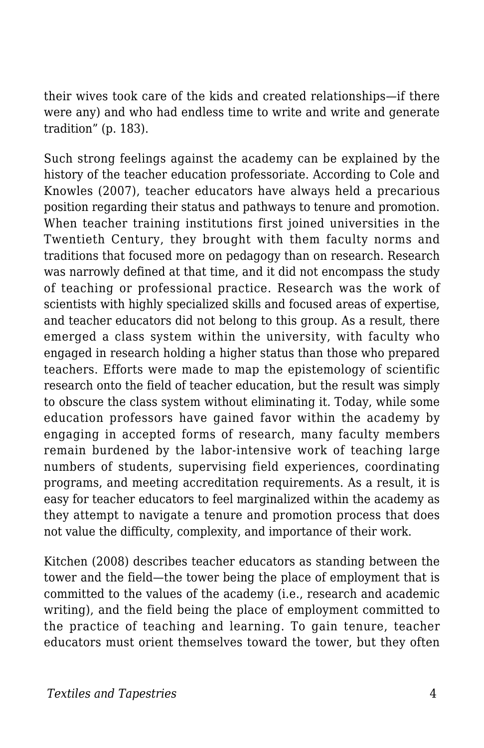their wives took care of the kids and created relationships—if there were any) and who had endless time to write and write and generate tradition" (p. 183).

Such strong feelings against the academy can be explained by the history of the teacher education professoriate. According to Cole and Knowles (2007), teacher educators have always held a precarious position regarding their status and pathways to tenure and promotion. When teacher training institutions first joined universities in the Twentieth Century, they brought with them faculty norms and traditions that focused more on pedagogy than on research. Research was narrowly defined at that time, and it did not encompass the study of teaching or professional practice. Research was the work of scientists with highly specialized skills and focused areas of expertise, and teacher educators did not belong to this group. As a result, there emerged a class system within the university, with faculty who engaged in research holding a higher status than those who prepared teachers. Efforts were made to map the epistemology of scientific research onto the field of teacher education, but the result was simply to obscure the class system without eliminating it. Today, while some education professors have gained favor within the academy by engaging in accepted forms of research, many faculty members remain burdened by the labor-intensive work of teaching large numbers of students, supervising field experiences, coordinating programs, and meeting accreditation requirements. As a result, it is easy for teacher educators to feel marginalized within the academy as they attempt to navigate a tenure and promotion process that does not value the difficulty, complexity, and importance of their work.

Kitchen (2008) describes teacher educators as standing between the tower and the field—the tower being the place of employment that is committed to the values of the academy (i.e., research and academic writing), and the field being the place of employment committed to the practice of teaching and learning. To gain tenure, teacher educators must orient themselves toward the tower, but they often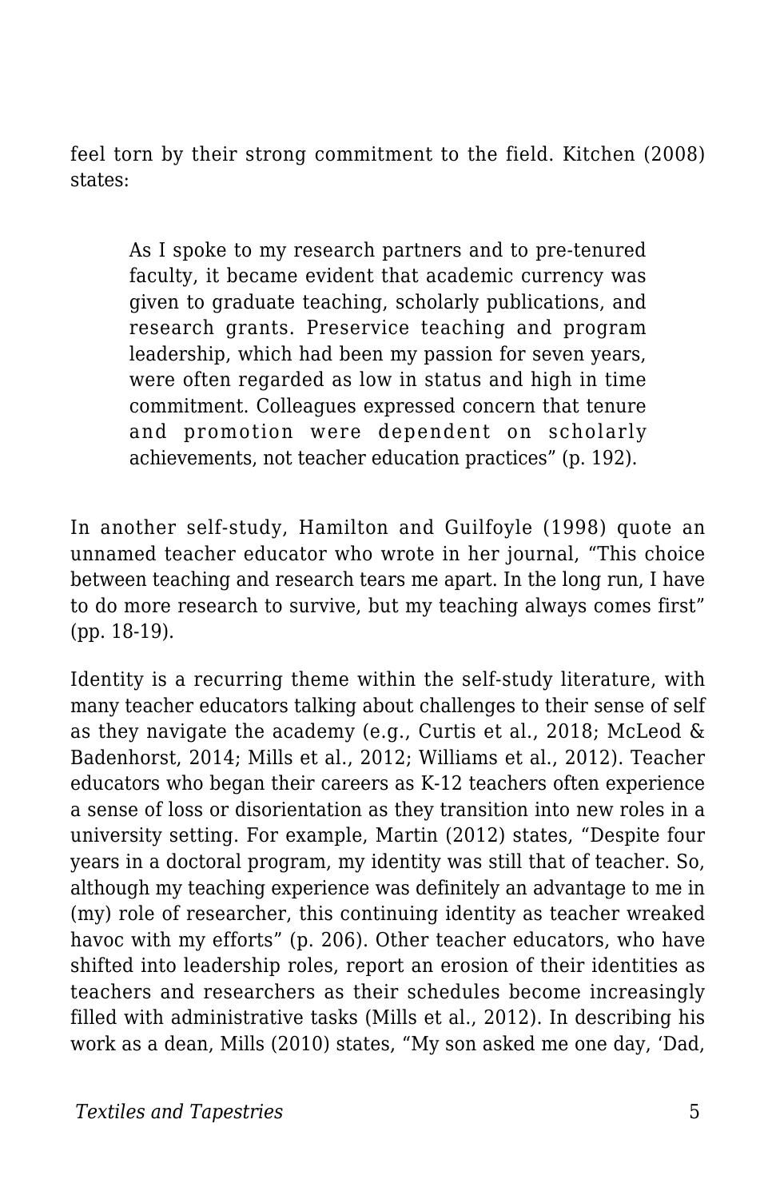feel torn by their strong commitment to the field. Kitchen (2008) states:

> As I spoke to my research partners and to pre-tenured faculty, it became evident that academic currency was given to graduate teaching, scholarly publications, and research grants. Preservice teaching and program leadership, which had been my passion for seven years, were often regarded as low in status and high in time commitment. Colleagues expressed concern that tenure and promotion were dependent on scholarly achievements, not teacher education practices" (p. 192).

In another self-study, Hamilton and Guilfoyle (1998) quote an unnamed teacher educator who wrote in her journal, "This choice between teaching and research tears me apart. In the long run, I have to do more research to survive, but my teaching always comes first" (pp. 18-19).

Identity is a recurring theme within the self-study literature, with many teacher educators talking about challenges to their sense of self as they navigate the academy (e.g., Curtis et al., 2018; McLeod & Badenhorst, 2014; Mills et al., 2012; Williams et al., 2012). Teacher educators who began their careers as K-12 teachers often experience a sense of loss or disorientation as they transition into new roles in a university setting. For example, Martin (2012) states, "Despite four years in a doctoral program, my identity was still that of teacher. So, although my teaching experience was definitely an advantage to me in (my) role of researcher, this continuing identity as teacher wreaked havoc with my efforts" (p. 206). Other teacher educators, who have shifted into leadership roles, report an erosion of their identities as teachers and researchers as their schedules become increasingly filled with administrative tasks (Mills et al., 2012). In describing his work as a dean, Mills (2010) states, "My son asked me one day, 'Dad,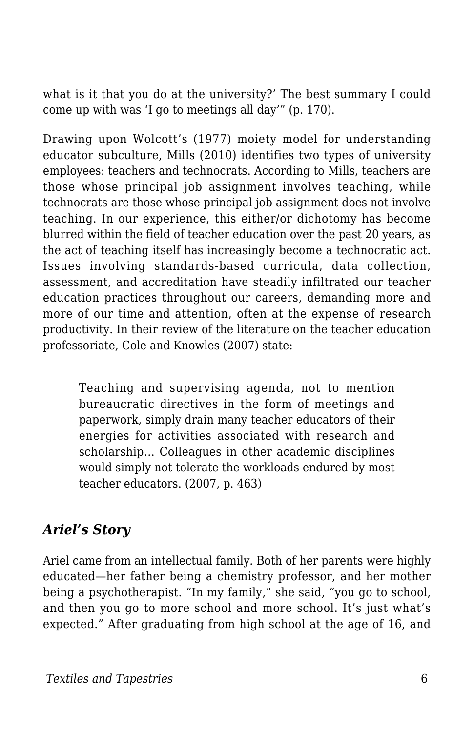what is it that you do at the university?' The best summary I could come up with was 'I go to meetings all day'" (p. 170).

Drawing upon Wolcott's (1977) moiety model for understanding educator subculture, Mills (2010) identifies two types of university employees: teachers and technocrats. According to Mills, teachers are those whose principal job assignment involves teaching, while technocrats are those whose principal job assignment does not involve teaching. In our experience, this either/or dichotomy has become blurred within the field of teacher education over the past 20 years, as the act of teaching itself has increasingly become a technocratic act. Issues involving standards-based curricula, data collection, assessment, and accreditation have steadily infiltrated our teacher education practices throughout our careers, demanding more and more of our time and attention, often at the expense of research productivity. In their review of the literature on the teacher education professoriate, Cole and Knowles (2007) state:

> Teaching and supervising agenda, not to mention bureaucratic directives in the form of meetings and paperwork, simply drain many teacher educators of their energies for activities associated with research and scholarship… Colleagues in other academic disciplines would simply not tolerate the workloads endured by most teacher educators. (2007, p. 463)

### *Ariel's Story*

Ariel came from an intellectual family. Both of her parents were highly educated—her father being a chemistry professor, and her mother being a psychotherapist. "In my family," she said, "you go to school, and then you go to more school and more school. It's just what's expected." After graduating from high school at the age of 16, and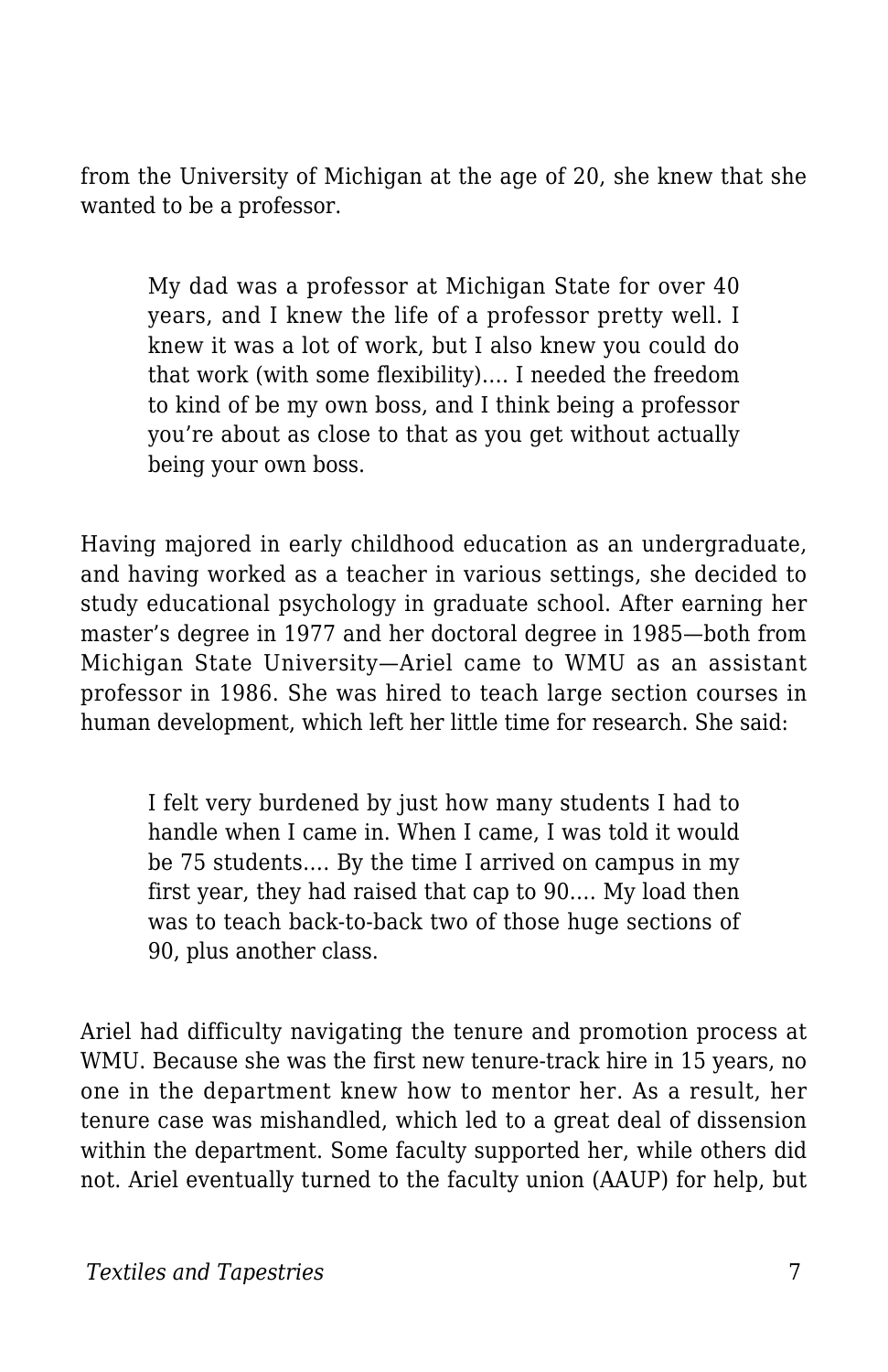from the University of Michigan at the age of 20, she knew that she wanted to be a professor.

> My dad was a professor at Michigan State for over 40 years, and I knew the life of a professor pretty well. I knew it was a lot of work, but I also knew you could do that work (with some flexibility)…. I needed the freedom to kind of be my own boss, and I think being a professor you're about as close to that as you get without actually being your own boss.

Having majored in early childhood education as an undergraduate, and having worked as a teacher in various settings, she decided to study educational psychology in graduate school. After earning her master's degree in 1977 and her doctoral degree in 1985—both from Michigan State University—Ariel came to WMU as an assistant professor in 1986. She was hired to teach large section courses in human development, which left her little time for research. She said:

> I felt very burdened by just how many students I had to handle when I came in. When I came, I was told it would be 75 students…. By the time I arrived on campus in my first year, they had raised that cap to 90…. My load then was to teach back-to-back two of those huge sections of 90, plus another class.

Ariel had difficulty navigating the tenure and promotion process at WMU. Because she was the first new tenure-track hire in 15 years, no one in the department knew how to mentor her. As a result, her tenure case was mishandled, which led to a great deal of dissension within the department. Some faculty supported her, while others did not. Ariel eventually turned to the faculty union (AAUP) for help, but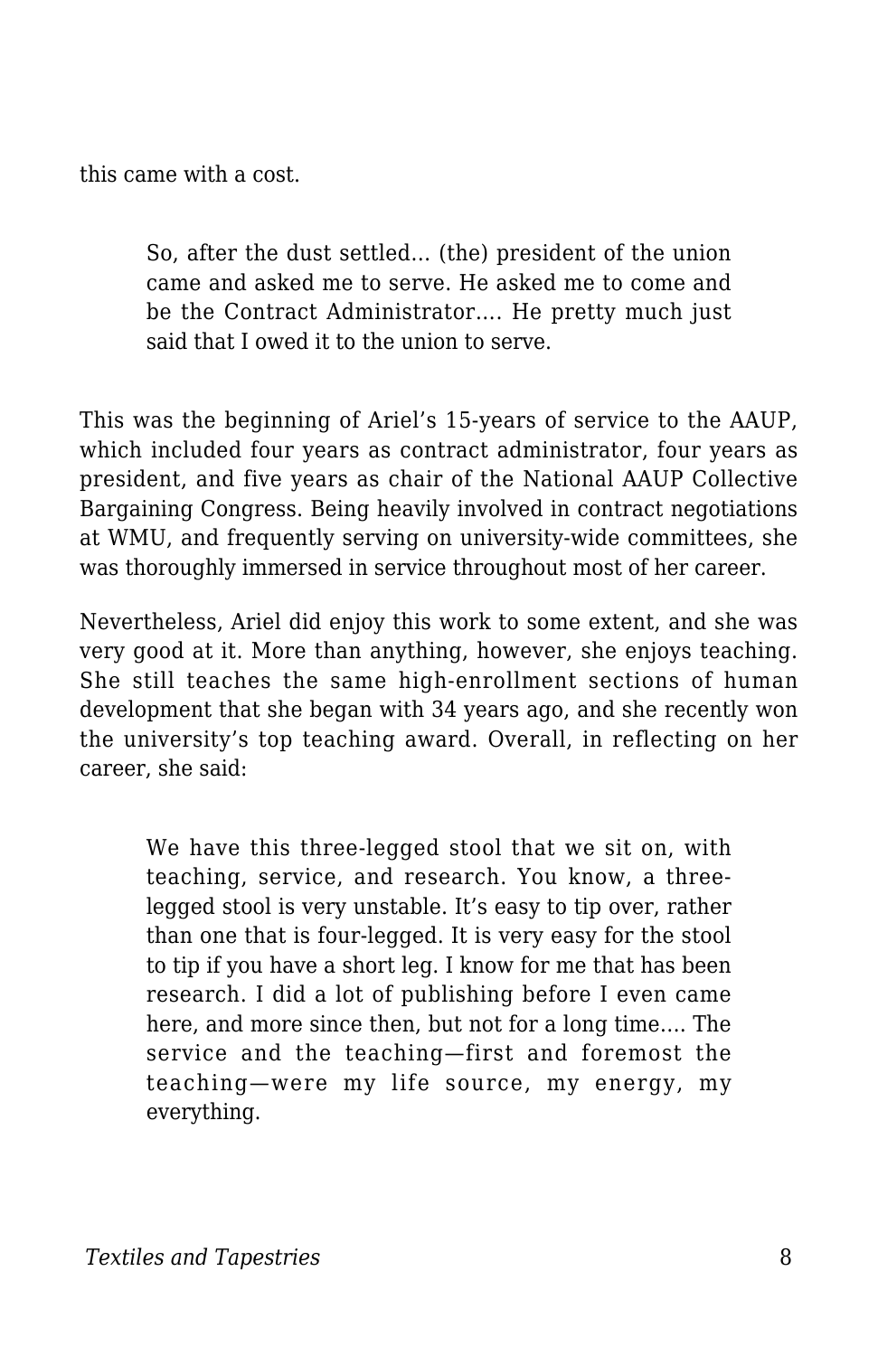this came with a cost.

> So, after the dust settled… (the) president of the union came and asked me to serve. He asked me to come and be the Contract Administrator…. He pretty much just said that I owed it to the union to serve.

This was the beginning of Ariel's 15-years of service to the AAUP, which included four years as contract administrator, four years as president, and five years as chair of the National AAUP Collective Bargaining Congress. Being heavily involved in contract negotiations at WMU, and frequently serving on university-wide committees, she was thoroughly immersed in service throughout most of her career.

Nevertheless, Ariel did enjoy this work to some extent, and she was very good at it. More than anything, however, she enjoys teaching. She still teaches the same high-enrollment sections of human development that she began with 34 years ago, and she recently won the university's top teaching award. Overall, in reflecting on her career, she said:

> We have this three-legged stool that we sit on, with teaching, service, and research. You know, a three-legged stool is very unstable. It's easy to tip over, rather than one that is four-legged. It is very easy for the stool to tip if you have a short leg. I know for me that has been research. I did a lot of publishing before I even came here, and more since then, but not for a long time…. The service and the teaching—first and foremost the teaching—were my life source, my energy, my everything.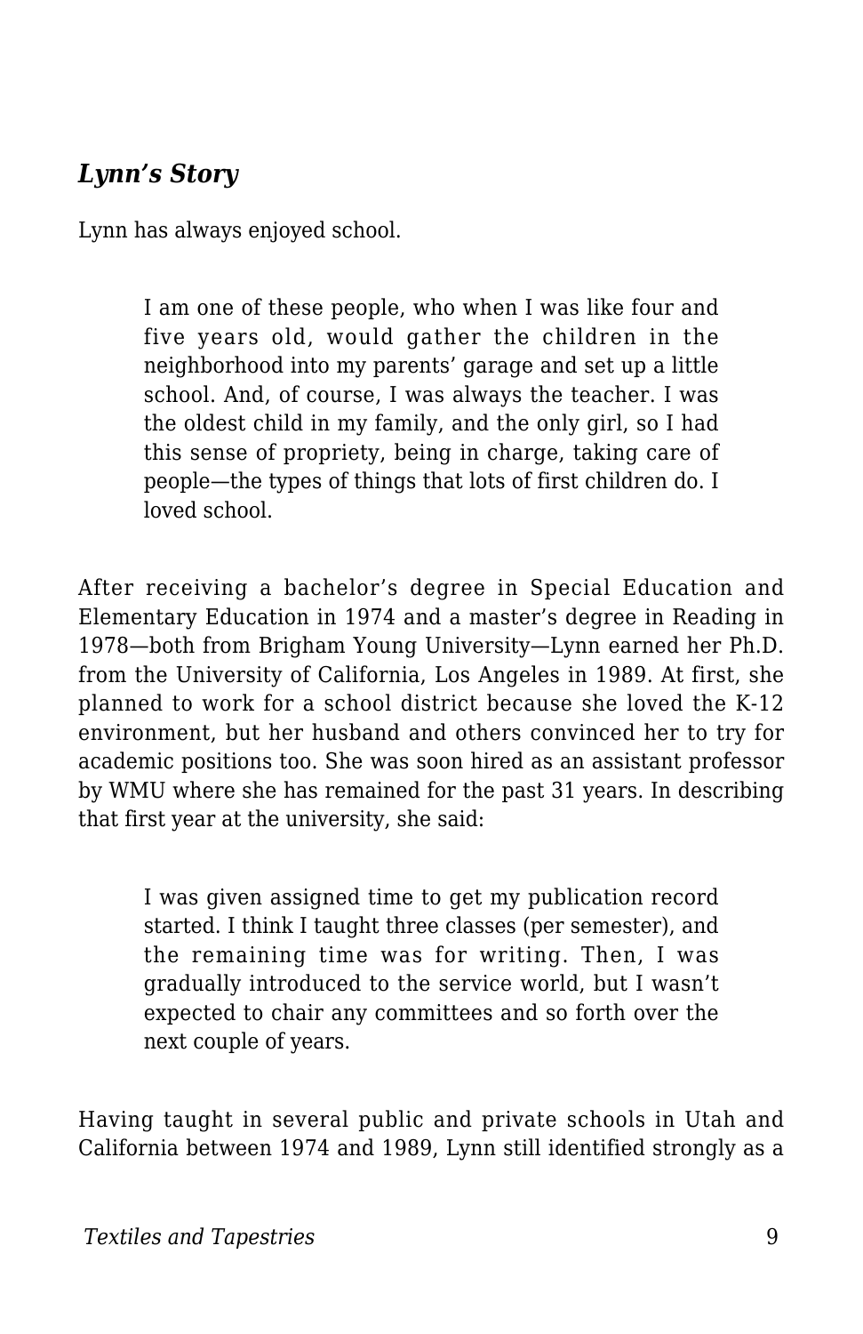### *Lynn's Story*

Lynn has always enjoyed school.

> I am one of these people, who when I was like four and five years old, would gather the children in the neighborhood into my parents' garage and set up a little school. And, of course, I was always the teacher. I was the oldest child in my family, and the only girl, so I had this sense of propriety, being in charge, taking care of people—the types of things that lots of first children do. I loved school.

After receiving a bachelor's degree in Special Education and Elementary Education in 1974 and a master's degree in Reading in 1978—both from Brigham Young University—Lynn earned her Ph.D. from the University of California, Los Angeles in 1989. At first, she planned to work for a school district because she loved the K-12 environment, but her husband and others convinced her to try for academic positions too. She was soon hired as an assistant professor by WMU where she has remained for the past 31 years. In describing that first year at the university, she said:

> I was given assigned time to get my publication record started. I think I taught three classes (per semester), and the remaining time was for writing. Then, I was gradually introduced to the service world, but I wasn't expected to chair any committees and so forth over the next couple of years.

Having taught in several public and private schools in Utah and California between 1974 and 1989, Lynn still identified strongly as a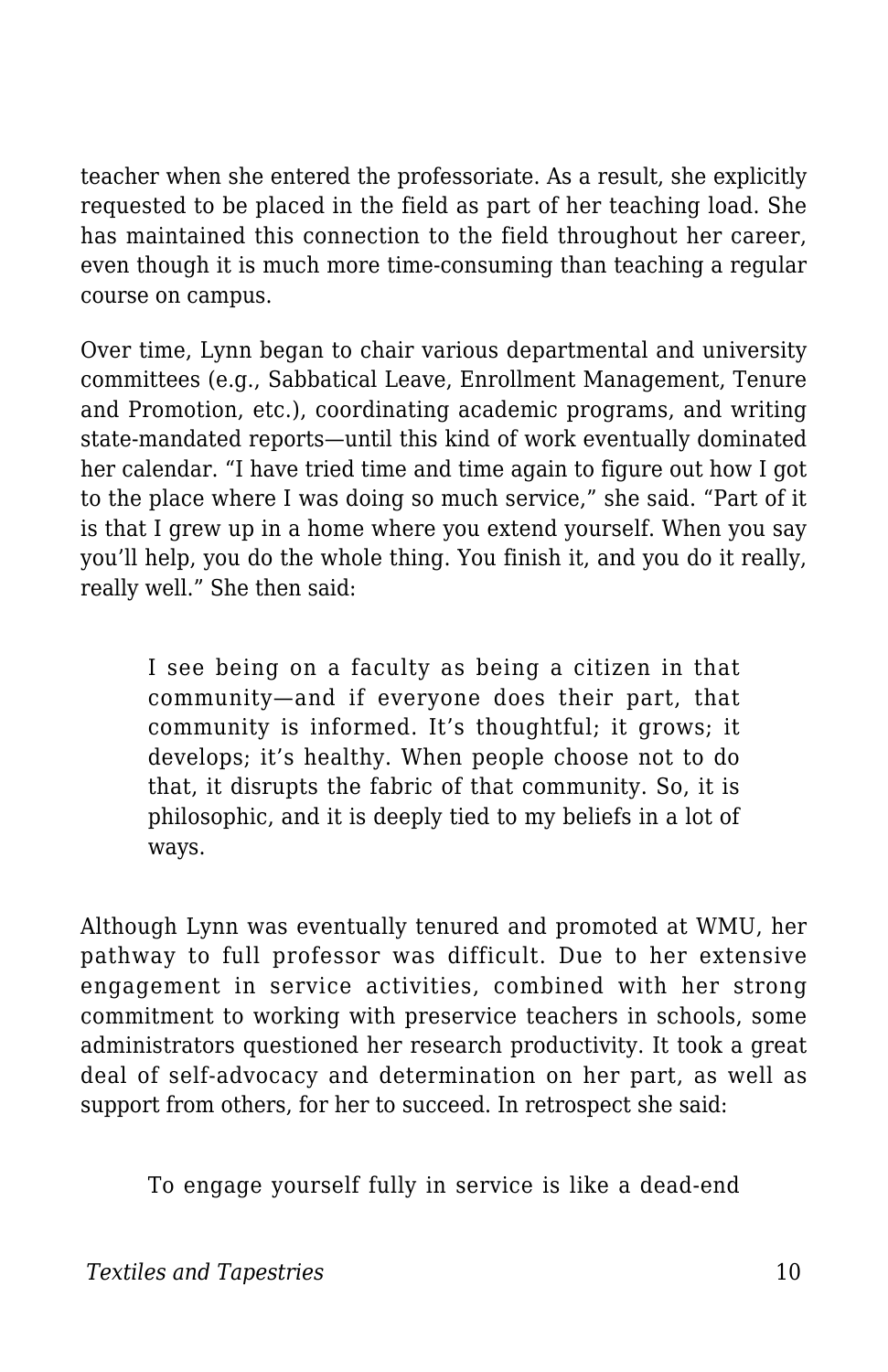teacher when she entered the professoriate. As a result, she explicitly requested to be placed in the field as part of her teaching load. She has maintained this connection to the field throughout her career, even though it is much more time-consuming than teaching a regular course on campus.

Over time, Lynn began to chair various departmental and university committees (e.g., Sabbatical Leave, Enrollment Management, Tenure and Promotion, etc.), coordinating academic programs, and writing state-mandated reports—until this kind of work eventually dominated her calendar. "I have tried time and time again to figure out how I got to the place where I was doing so much service," she said. "Part of it is that I grew up in a home where you extend yourself. When you say you'll help, you do the whole thing. You finish it, and you do it really, really well." She then said:

> I see being on a faculty as being a citizen in that community—and if everyone does their part, that community is informed. It's thoughtful; it grows; it develops; it's healthy. When people choose not to do that, it disrupts the fabric of that community. So, it is philosophic, and it is deeply tied to my beliefs in a lot of ways.

Although Lynn was eventually tenured and promoted at WMU, her pathway to full professor was difficult. Due to her extensive engagement in service activities, combined with her strong commitment to working with preservice teachers in schools, some administrators questioned her research productivity. It took a great deal of self-advocacy and determination on her part, as well as support from others, for her to succeed. In retrospect she said:

> To engage yourself fully in service is like a dead-end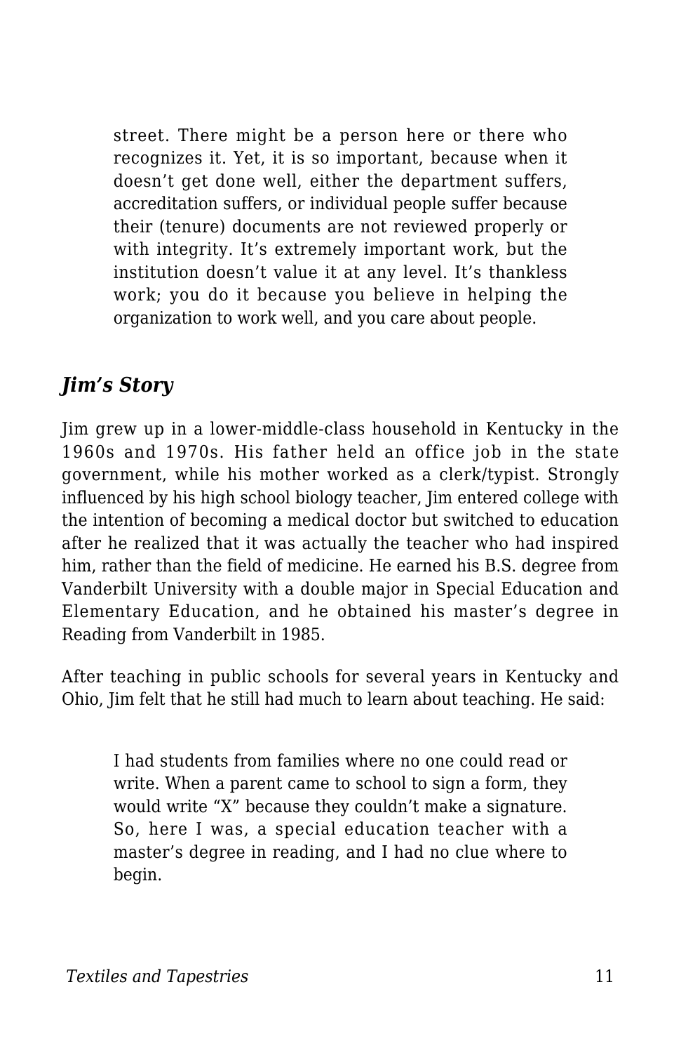> street. There might be a person here or there who recognizes it. Yet, it is so important, because when it doesn't get done well, either the department suffers, accreditation suffers, or individual people suffer because their (tenure) documents are not reviewed properly or with integrity. It's extremely important work, but the institution doesn't value it at any level. It's thankless work; you do it because you believe in helping the organization to work well, and you care about people.

### *Jim's Story*

Jim grew up in a lower-middle-class household in Kentucky in the 1960s and 1970s. His father held an office job in the state government, while his mother worked as a clerk/typist. Strongly influenced by his high school biology teacher, Jim entered college with the intention of becoming a medical doctor but switched to education after he realized that it was actually the teacher who had inspired him, rather than the field of medicine. He earned his B.S. degree from Vanderbilt University with a double major in Special Education and Elementary Education, and he obtained his master's degree in Reading from Vanderbilt in 1985.

After teaching in public schools for several years in Kentucky and Ohio, Jim felt that he still had much to learn about teaching. He said:

> I had students from families where no one could read or write. When a parent came to school to sign a form, they would write "X" because they couldn't make a signature. So, here I was, a special education teacher with a master's degree in reading, and I had no clue where to begin.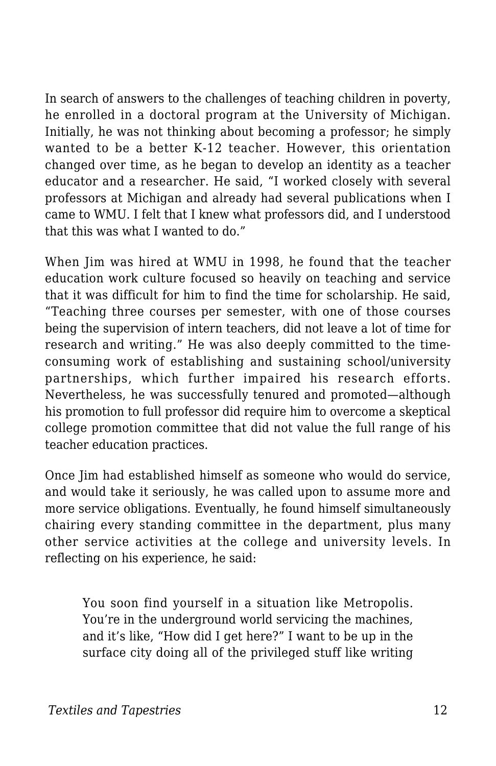In search of answers to the challenges of teaching children in poverty, he enrolled in a doctoral program at the University of Michigan. Initially, he was not thinking about becoming a professor; he simply wanted to be a better K-12 teacher. However, this orientation changed over time, as he began to develop an identity as a teacher educator and a researcher. He said, "I worked closely with several professors at Michigan and already had several publications when I came to WMU. I felt that I knew what professors did, and I understood that this was what I wanted to do."

When Jim was hired at WMU in 1998, he found that the teacher education work culture focused so heavily on teaching and service that it was difficult for him to find the time for scholarship. He said, "Teaching three courses per semester, with one of those courses being the supervision of intern teachers, did not leave a lot of time for research and writing." He was also deeply committed to the time-consuming work of establishing and sustaining school/university partnerships, which further impaired his research efforts. Nevertheless, he was successfully tenured and promoted—although his promotion to full professor did require him to overcome a skeptical college promotion committee that did not value the full range of his teacher education practices.

Once Jim had established himself as someone who would do service, and would take it seriously, he was called upon to assume more and more service obligations. Eventually, he found himself simultaneously chairing every standing committee in the department, plus many other service activities at the college and university levels. In reflecting on his experience, he said:

> You soon find yourself in a situation like Metropolis. You're in the underground world servicing the machines, and it's like, "How did I get here?" I want to be up in the surface city doing all of the privileged stuff like writing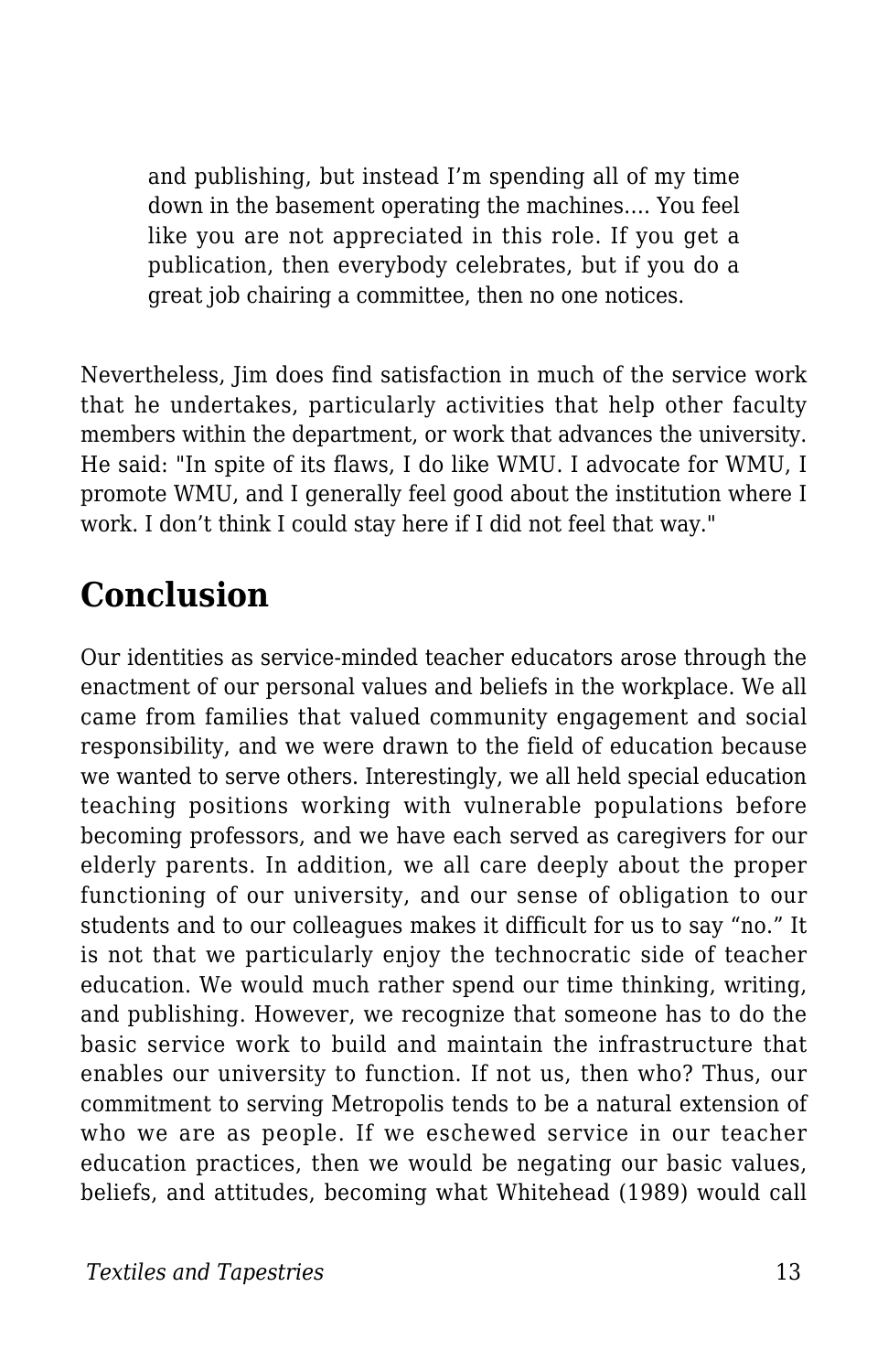> and publishing, but instead I'm spending all of my time down in the basement operating the machines.... You feel like you are not appreciated in this role. If you get a publication, then everybody celebrates, but if you do a great job chairing a committee, then no one notices.

Nevertheless, Jim does find satisfaction in much of the service work that he undertakes, particularly activities that help other faculty members within the department, or work that advances the university. He said: "In spite of its flaws, I do like WMU. I advocate for WMU, I promote WMU, and I generally feel good about the institution where I work. I don't think I could stay here if I did not feel that way."

## Conclusion

Our identities as service-minded teacher educators arose through the enactment of our personal values and beliefs in the workplace. We all came from families that valued community engagement and social responsibility, and we were drawn to the field of education because we wanted to serve others. Interestingly, we all held special education teaching positions working with vulnerable populations before becoming professors, and we have each served as caregivers for our elderly parents. In addition, we all care deeply about the proper functioning of our university, and our sense of obligation to our students and to our colleagues makes it difficult for us to say "no." It is not that we particularly enjoy the technocratic side of teacher education. We would much rather spend our time thinking, writing, and publishing. However, we recognize that someone has to do the basic service work to build and maintain the infrastructure that enables our university to function. If not us, then who? Thus, our commitment to serving Metropolis tends to be a natural extension of who we are as people. If we eschewed service in our teacher education practices, then we would be negating our basic values, beliefs, and attitudes, becoming what Whitehead (1989) would call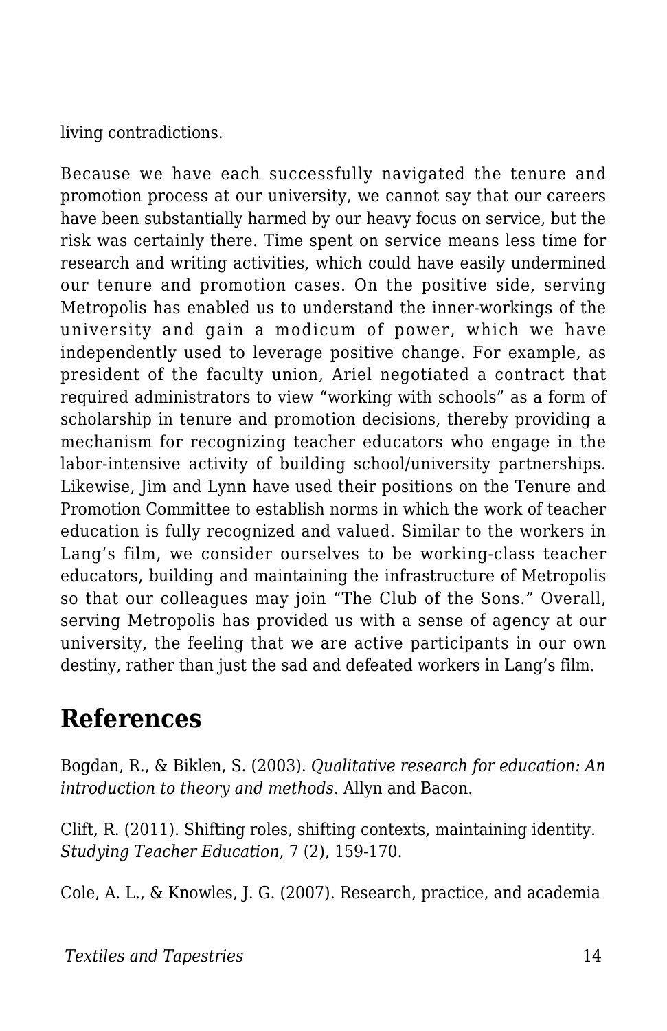living contradictions.

Because we have each successfully navigated the tenure and promotion process at our university, we cannot say that our careers have been substantially harmed by our heavy focus on service, but the risk was certainly there. Time spent on service means less time for research and writing activities, which could have easily undermined our tenure and promotion cases. On the positive side, serving Metropolis has enabled us to understand the inner-workings of the university and gain a modicum of power, which we have independently used to leverage positive change. For example, as president of the faculty union, Ariel negotiated a contract that required administrators to view "working with schools" as a form of scholarship in tenure and promotion decisions, thereby providing a mechanism for recognizing teacher educators who engage in the labor-intensive activity of building school/university partnerships. Likewise, Jim and Lynn have used their positions on the Tenure and Promotion Committee to establish norms in which the work of teacher education is fully recognized and valued. Similar to the workers in Lang's film, we consider ourselves to be working-class teacher educators, building and maintaining the infrastructure of Metropolis so that our colleagues may join "The Club of the Sons." Overall, serving Metropolis has provided us with a sense of agency at our university, the feeling that we are active participants in our own destiny, rather than just the sad and defeated workers in Lang's film.

## References

Bogdan, R., & Biklen, S. (2003). *Qualitative research for education: An introduction to theory and methods*. Allyn and Bacon.

Clift, R. (2011). Shifting roles, shifting contexts, maintaining identity. *Studying Teacher Education*, 7 (2), 159-170.

Cole, A. L., & Knowles, J. G. (2007). Research, practice, and academia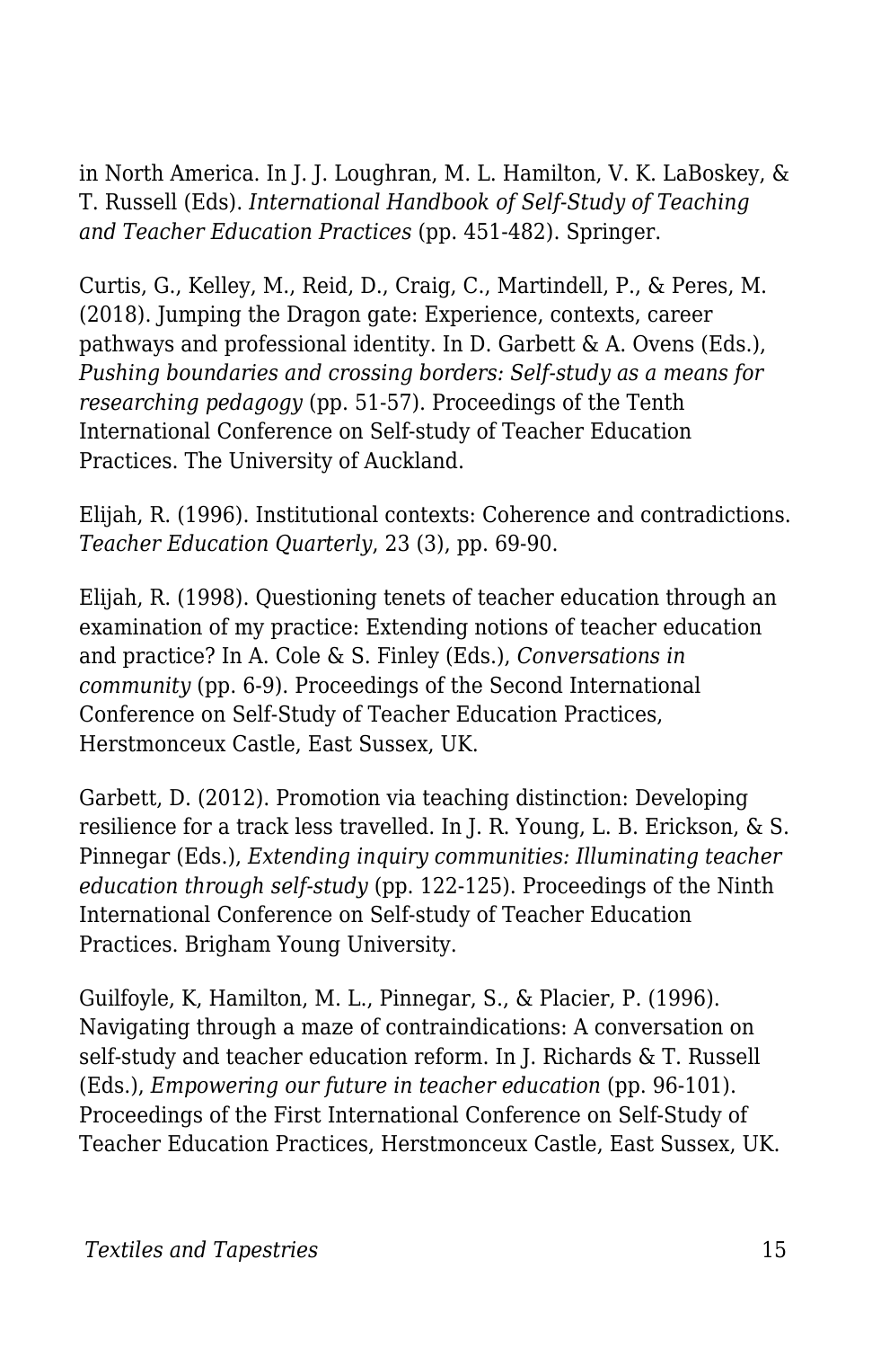in North America. In J. J. Loughran, M. L. Hamilton, V. K. LaBoskey, & T. Russell (Eds). *International Handbook of Self-Study of Teaching and Teacher Education Practices* (pp. 451-482). Springer.

Curtis, G., Kelley, M., Reid, D., Craig, C., Martindell, P., & Peres, M. (2018). Jumping the Dragon gate: Experience, contexts, career pathways and professional identity. In D. Garbett & A. Ovens (Eds.), *Pushing boundaries and crossing borders: Self-study as a means for researching pedagogy* (pp. 51-57). Proceedings of the Tenth International Conference on Self-study of Teacher Education Practices. The University of Auckland.

Elijah, R. (1996). Institutional contexts: Coherence and contradictions. *Teacher Education Quarterly*, 23 (3), pp. 69-90.

Elijah, R. (1998). Questioning tenets of teacher education through an examination of my practice: Extending notions of teacher education and practice? In A. Cole & S. Finley (Eds.), *Conversations in community* (pp. 6-9). Proceedings of the Second International Conference on Self-Study of Teacher Education Practices, Herstmonceux Castle, East Sussex, UK.

Garbett, D. (2012). Promotion via teaching distinction: Developing resilience for a track less travelled. In J. R. Young, L. B. Erickson, & S. Pinnegar (Eds.), *Extending inquiry communities: Illuminating teacher education through self-study* (pp. 122-125). Proceedings of the Ninth International Conference on Self-study of Teacher Education Practices. Brigham Young University.

Guilfoyle, K, Hamilton, M. L., Pinnegar, S., & Placier, P. (1996). Navigating through a maze of contraindications: A conversation on self-study and teacher education reform. In J. Richards & T. Russell (Eds.), *Empowering our future in teacher education* (pp. 96-101). Proceedings of the First International Conference on Self-Study of Teacher Education Practices, Herstmonceux Castle, East Sussex, UK.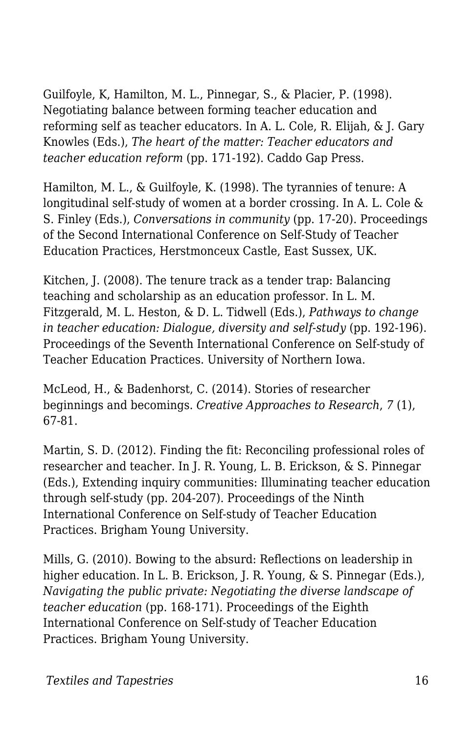Guilfoyle, K, Hamilton, M. L., Pinnegar, S., & Placier, P. (1998). Negotiating balance between forming teacher education and reforming self as teacher educators. In A. L. Cole, R. Elijah, & J. Gary Knowles (Eds.), *The heart of the matter: Teacher educators and teacher education reform* (pp. 171-192). Caddo Gap Press.

Hamilton, M. L., & Guilfoyle, K. (1998). The tyrannies of tenure: A longitudinal self-study of women at a border crossing. In A. L. Cole & S. Finley (Eds.), *Conversations in community* (pp. 17-20). Proceedings of the Second International Conference on Self-Study of Teacher Education Practices, Herstmonceux Castle, East Sussex, UK.

Kitchen, J. (2008). The tenure track as a tender trap: Balancing teaching and scholarship as an education professor. In L. M. Fitzgerald, M. L. Heston, & D. L. Tidwell (Eds.), *Pathways to change in teacher education: Dialogue, diversity and self-study* (pp. 192-196). Proceedings of the Seventh International Conference on Self-study of Teacher Education Practices. University of Northern Iowa.

McLeod, H., & Badenhorst, C. (2014). Stories of researcher beginnings and becomings. *Creative Approaches to Research*, *7* (1), 67-81.

Martin, S. D. (2012). Finding the fit: Reconciling professional roles of researcher and teacher. In J. R. Young, L. B. Erickson, & S. Pinnegar (Eds.), Extending inquiry communities: Illuminating teacher education through self-study (pp. 204-207). Proceedings of the Ninth International Conference on Self-study of Teacher Education Practices. Brigham Young University.

Mills, G. (2010). Bowing to the absurd: Reflections on leadership in higher education. In L. B. Erickson, J. R. Young, & S. Pinnegar (Eds.), *Navigating the public private: Negotiating the diverse landscape of teacher education* (pp. 168-171). Proceedings of the Eighth International Conference on Self-study of Teacher Education Practices. Brigham Young University.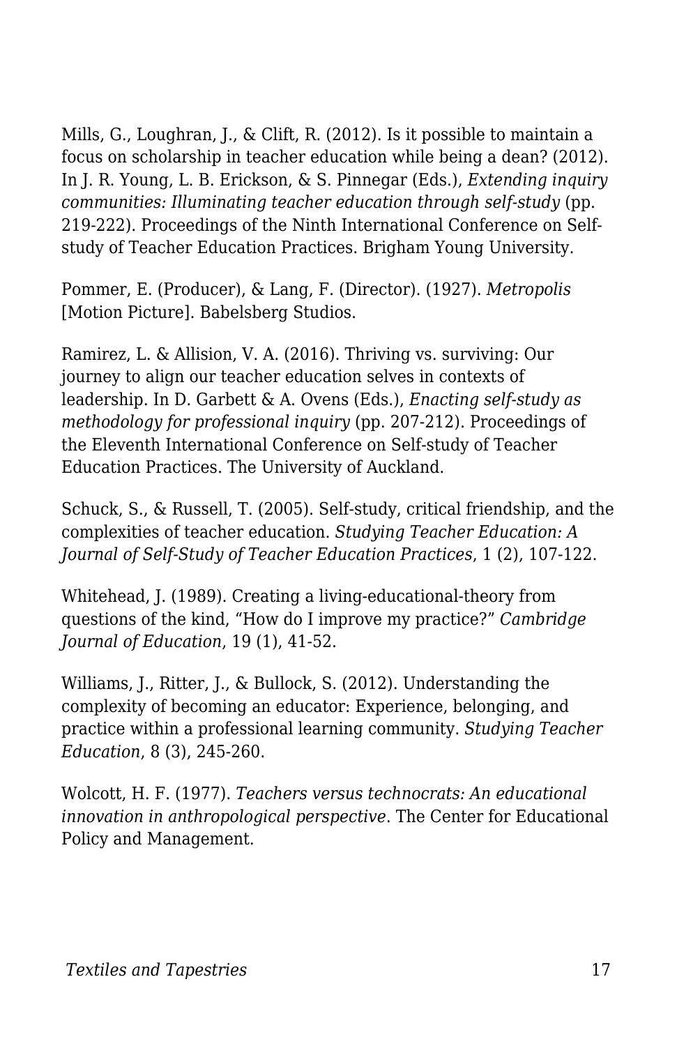Mills, G., Loughran, J., & Clift, R. (2012). Is it possible to maintain a focus on scholarship in teacher education while being a dean? (2012). In J. R. Young, L. B. Erickson, & S. Pinnegar (Eds.), *Extending inquiry communities: Illuminating teacher education through self-study* (pp. 219-222). Proceedings of the Ninth International Conference on Self-study of Teacher Education Practices. Brigham Young University.

Pommer, E. (Producer), & Lang, F. (Director). (1927). *Metropolis* [Motion Picture]. Babelsberg Studios.

Ramirez, L. & Allision, V. A. (2016). Thriving vs. surviving: Our journey to align our teacher education selves in contexts of leadership. In D. Garbett & A. Ovens (Eds.), *Enacting self-study as methodology for professional inquiry* (pp. 207-212). Proceedings of the Eleventh International Conference on Self-study of Teacher Education Practices. The University of Auckland.

Schuck, S., & Russell, T. (2005). Self-study, critical friendship, and the complexities of teacher education. *Studying Teacher Education: A Journal of Self-Study of Teacher Education Practices*, 1 (2), 107-122.

Whitehead, J. (1989). Creating a living-educational-theory from questions of the kind, “How do I improve my practice?” *Cambridge Journal of Education*, 19 (1), 41-52.

Williams, J., Ritter, J., & Bullock, S. (2012). Understanding the complexity of becoming an educator: Experience, belonging, and practice within a professional learning community. *Studying Teacher Education*, 8 (3), 245-260.

Wolcott, H. F. (1977). *Teachers versus technocrats: An educational innovation in anthropological perspective*. The Center for Educational Policy and Management.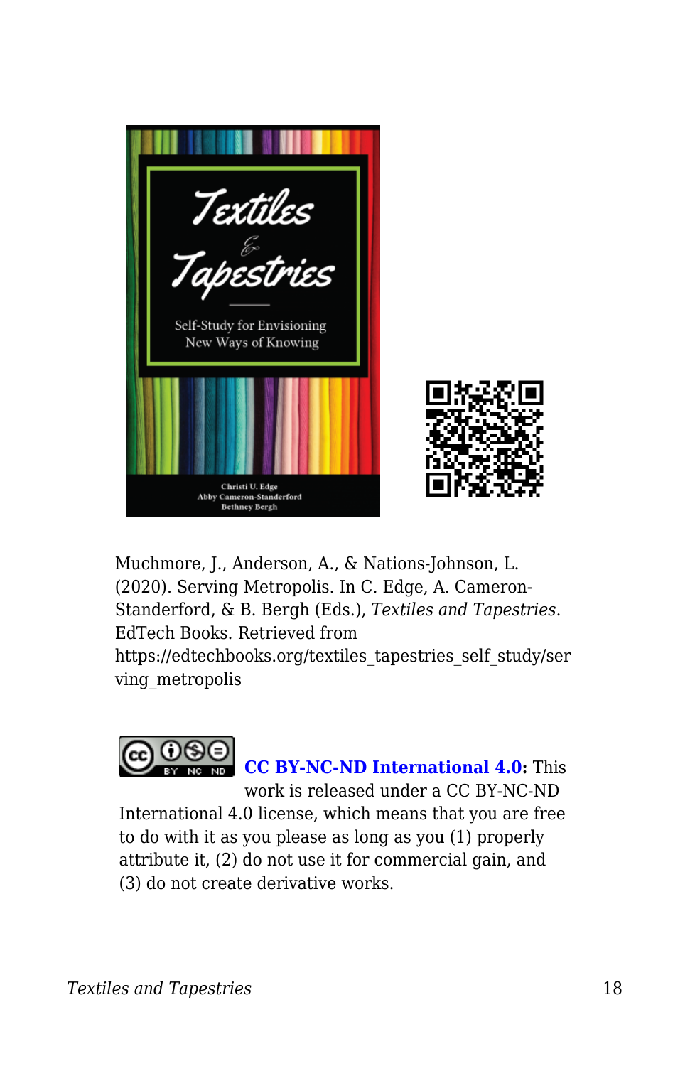Muchmore, J., Anderson, A., & Nations-Johnson, L. (2020). Serving Metropolis. In C. Edge, A. Cameron-Standerford, & B. Bergh (Eds.), *Textiles and Tapestries*. EdTech Books. Retrieved from https://edtechbooks.org/textiles_tapestries_self_study/serving_metropolis

**[CC BY-NC-ND International 4.0](https://creativecommons.org/licenses/by-nc-nd/4.0/):** This work is released under a CC BY-NC-ND International 4.0 license, which means that you are free to do with it as you please as long as you (1) properly attribute it, (2) do not use it for commercial gain, and (3) do not create derivative works.